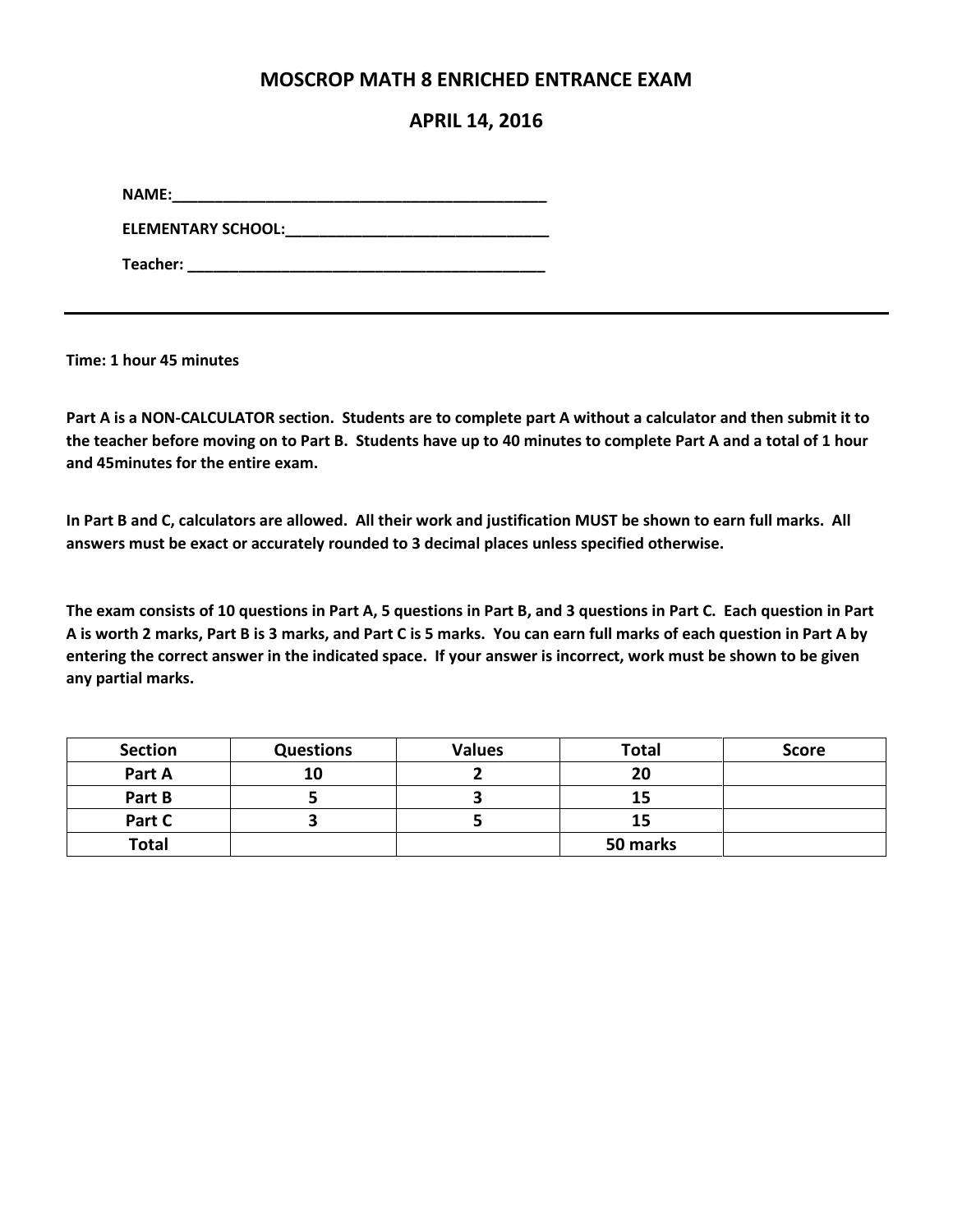# MOSCROP MATH 8 ENRICHED ENTRANCE EXAM

## APRIL 14, 2016

**NAME:**_____________________________________________

**ELEMENTARY SCHOOL:**_______________________________

**Teacher:** ___________________________________________

---

**Time: 1 hour 45 minutes**

**Part A is a NON-CALCULATOR section. Students are to complete part A without a calculator and then submit it to the teacher before moving on to Part B. Students have up to 40 minutes to complete Part A and a total of 1 hour and 45minutes for the entire exam.**

**In Part B and C, calculators are allowed. All their work and justification MUST be shown to earn full marks. All answers must be exact or accurately rounded to 3 decimal places unless specified otherwise.**

**The exam consists of 10 questions in Part A, 5 questions in Part B, and 3 questions in Part C. Each question in Part A is worth 2 marks, Part B is 3 marks, and Part C is 5 marks. You can earn full marks of each question in Part A by entering the correct answer in the indicated space. If your answer is incorrect, work must be shown to be given any partial marks.**

| Section | Questions | Values | Total | Score |
|---|---|---|---|---|
| Part A | 10 | 2 | 20 | |
| Part B | 5 | 3 | 15 | |
| Part C | 3 | 5 | 15 | |
| Total | | | 50 marks | |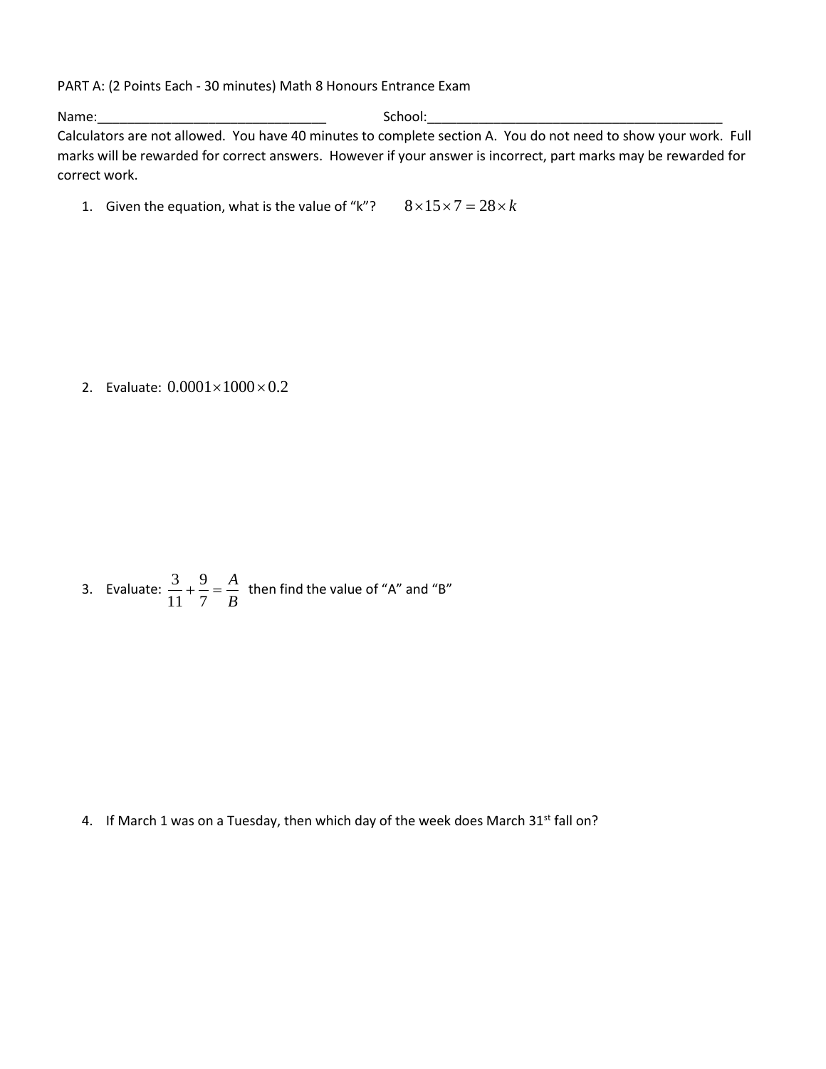PART A: (2 Points Each - 30 minutes) Math 8 Honours Entrance Exam

Name:________________________________ School:__________________________________________

Calculators are not allowed. You have 40 minutes to complete section A. You do not need to show your work. Full marks will be rewarded for correct answers. However if your answer is incorrect, part marks may be rewarded for correct work.

1. Given the equation, what is the value of “k”? $8 \times 15 \times 7 = 28 \times k$

2. Evaluate: $0.0001 \times 1000 \times 0.2$

3. Evaluate: $\frac{3}{11} + \frac{9}{7} = \frac{A}{B}$ then find the value of “A” and “B”

4. If March 1 was on a Tuesday, then which day of the week does March 31st fall on?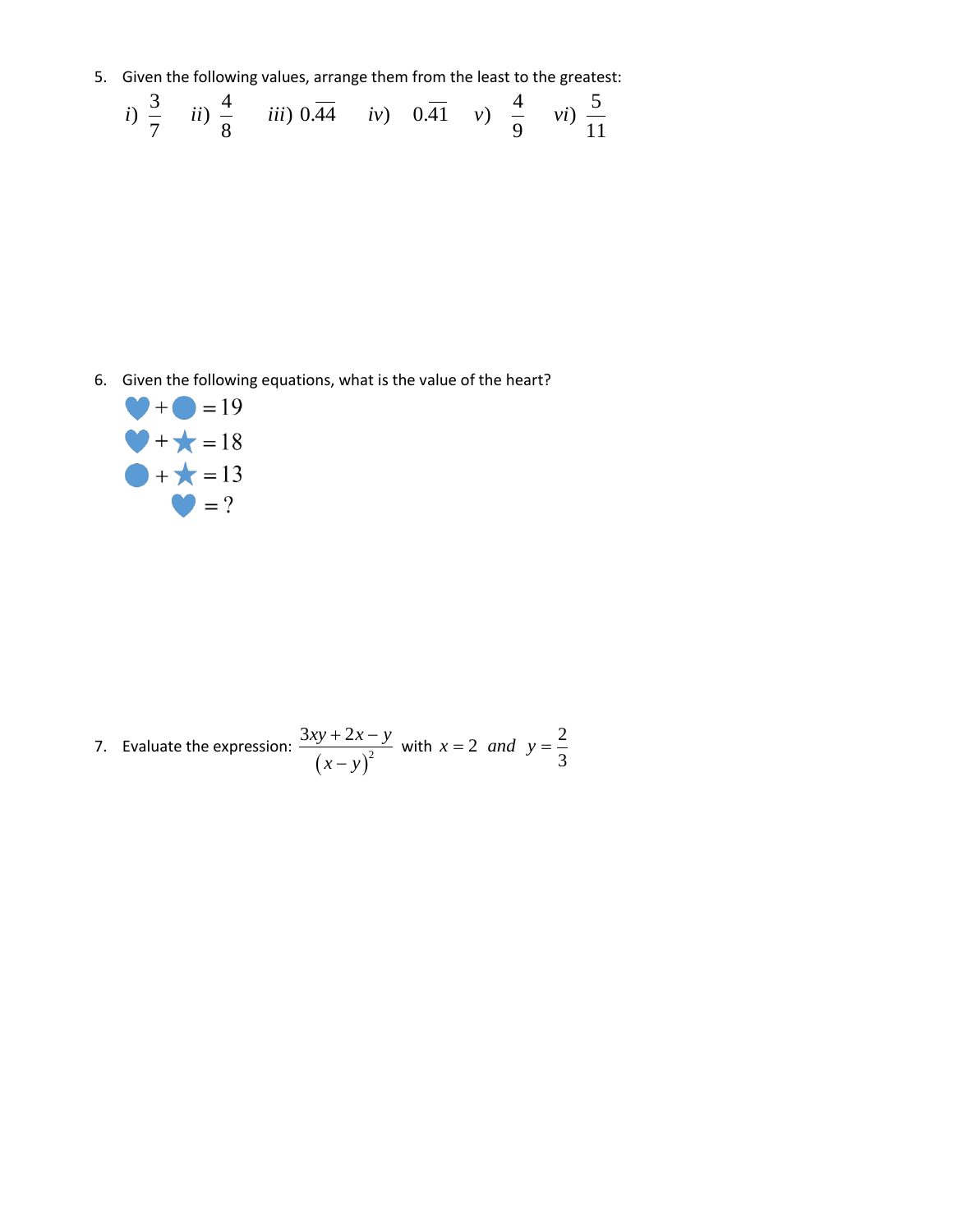5. Given the following values, arrange them from the least to the greatest:

$i)\ \dfrac{3}{7} \quad ii)\ \dfrac{4}{8} \quad iii)\ 0.\overline{44} \quad iv)\ \ 0.\overline{41} \quad v)\ \ \dfrac{4}{9} \quad vi)\ \dfrac{5}{11}$

6. Given the following equations, what is the value of the heart?

$$\heartsuit + \bullet = 19$$
$$\heartsuit + \star = 18$$
$$\bullet + \star = 13$$
$$\heartsuit = ?$$

7. Evaluate the expression: $\dfrac{3xy + 2x - y}{(x-y)^2}$ with $x = 2$ *and* $y = \dfrac{2}{3}$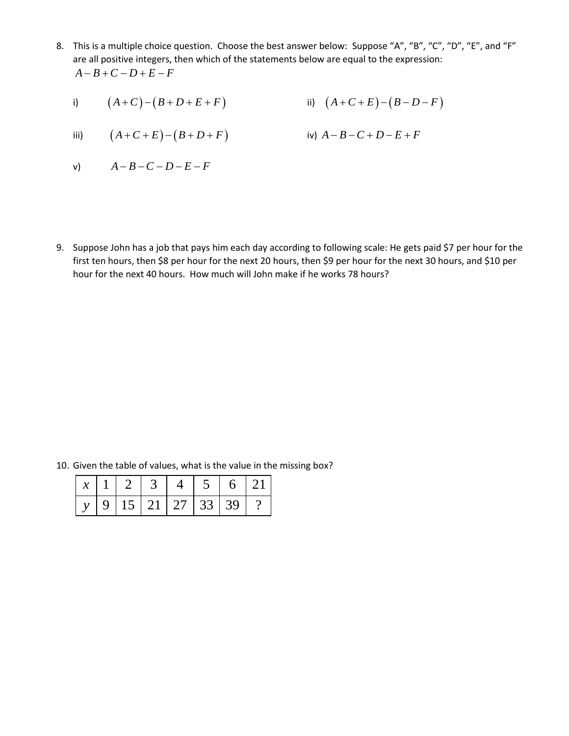8. This is a multiple choice question. Choose the best answer below: Suppose "A", "B", "C", "D", "E", and "F" are all positive integers, then which of the statements below are equal to the expression:
   $A-B+C-D+E-F$

   i) $(A+C)-(B+D+E+F)$

   ii) $(A+C+E)-(B-D-F)$

   iii) $(A+C+E)-(B+D+F)$

   iv) $A-B-C+D-E+F$

   v) $A-B-C-D-E-F$

9. Suppose John has a job that pays him each day according to following scale: He gets paid $7 per hour for the first ten hours, then $8 per hour for the next 20 hours, then $9 per hour for the next 30 hours, and $10 per hour for the next 40 hours. How much will John make if he works 78 hours?

10. Given the table of values, what is the value in the missing box?

| $x$ | 1 | 2 | 3 | 4 | 5 | 6 | 21 |
|---|---|---|---|---|---|---|---|
| $y$ | 9 | 15 | 21 | 27 | 33 | 39 | ? |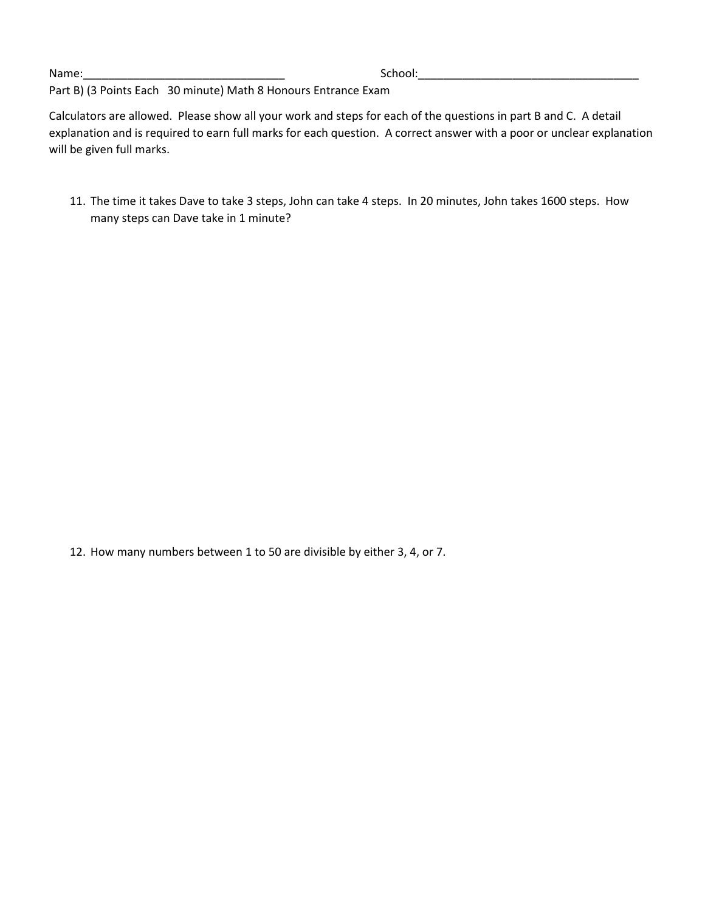Name:________________________________ School:___________________________________

Part B) (3 Points Each 30 minute) Math 8 Honours Entrance Exam

Calculators are allowed. Please show all your work and steps for each of the questions in part B and C. A detail explanation and is required to earn full marks for each question. A correct answer with a poor or unclear explanation will be given full marks.

11. The time it takes Dave to take 3 steps, John can take 4 steps. In 20 minutes, John takes 1600 steps. How many steps can Dave take in 1 minute?

12. How many numbers between 1 to 50 are divisible by either 3, 4, or 7.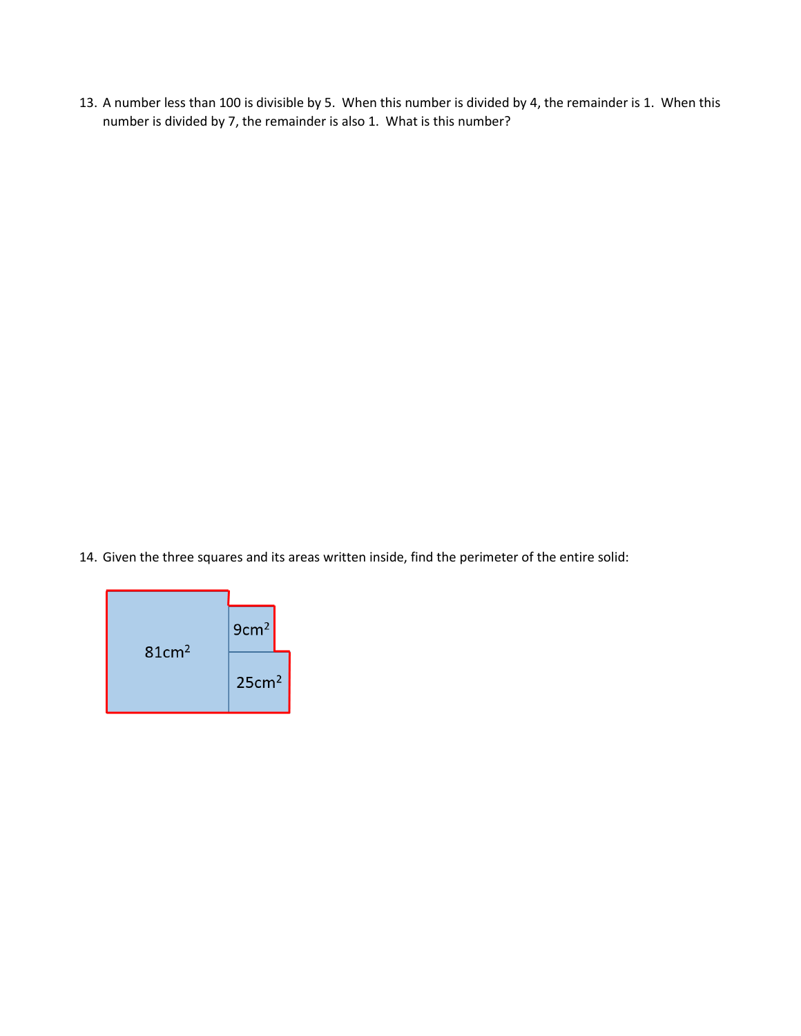13. A number less than 100 is divisible by 5. When this number is divided by 4, the remainder is 1. When this number is divided by 7, the remainder is also 1. What is this number?

14. Given the three squares and its areas written inside, find the perimeter of the entire solid:

$81cm^2$

$9cm^2$

$25cm^2$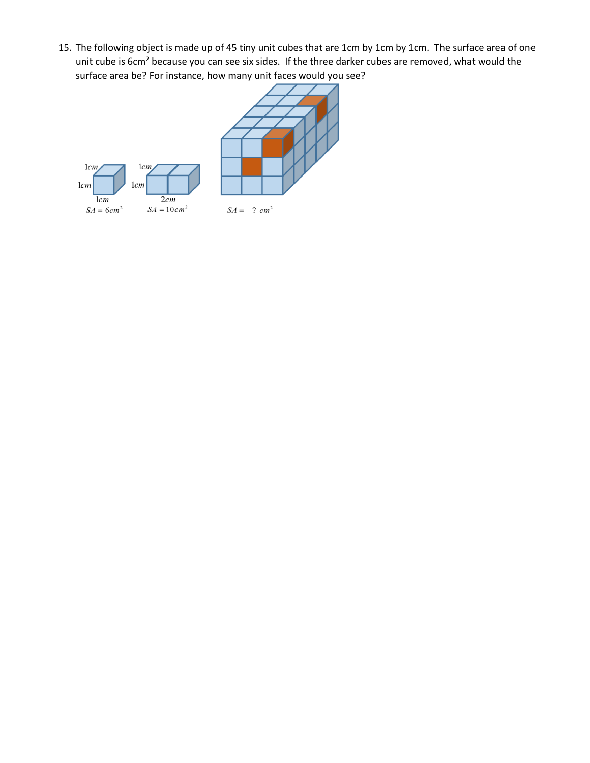15. The following object is made up of 45 tiny unit cubes that are 1cm by 1cm by 1cm. The surface area of one unit cube is 6cm$^2$ because you can see six sides. If the three darker cubes are removed, what would the surface area be? For instance, how many unit faces would you see?

1cm, 1cm, 1cm, $SA = 6cm^2$

1cm, 1cm, 2cm, $SA = 10cm^2$

$SA = \ ?\ cm^2$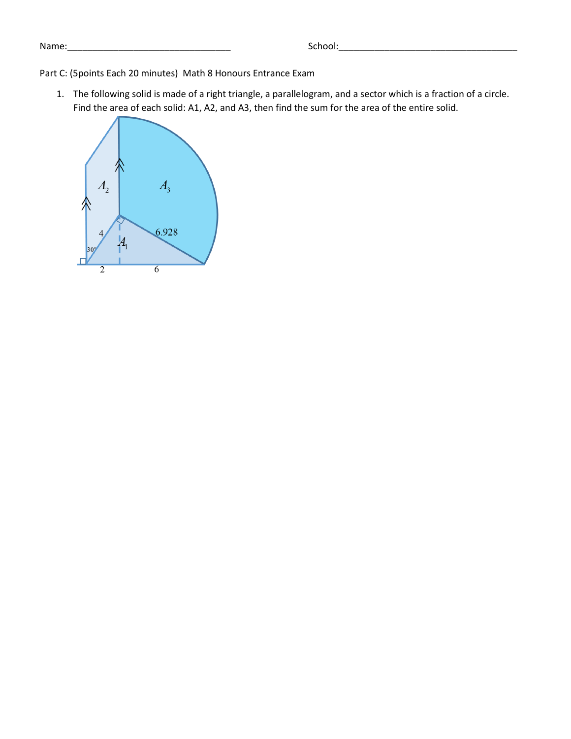Name:________________________________ School:___________________________________

Part C: (5points Each 20 minutes) Math 8 Honours Entrance Exam

1. The following solid is made of a right triangle, a parallelogram, and a sector which is a fraction of a circle. Find the area of each solid: A1, A2, and A3, then find the sum for the area of the entire solid.

$A_2$

$A_3$

4

6.928

$A_1$

30°

2

6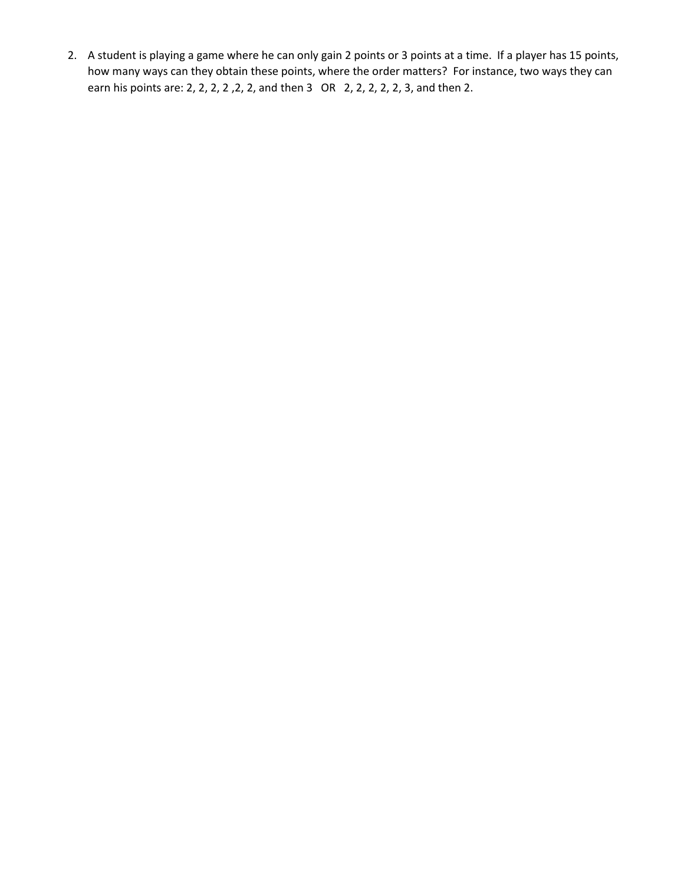2. A student is playing a game where he can only gain 2 points or 3 points at a time. If a player has 15 points, how many ways can they obtain these points, where the order matters? For instance, two ways they can earn his points are: 2, 2, 2, 2 ,2, 2, and then 3 OR 2, 2, 2, 2, 2, 3, and then 2.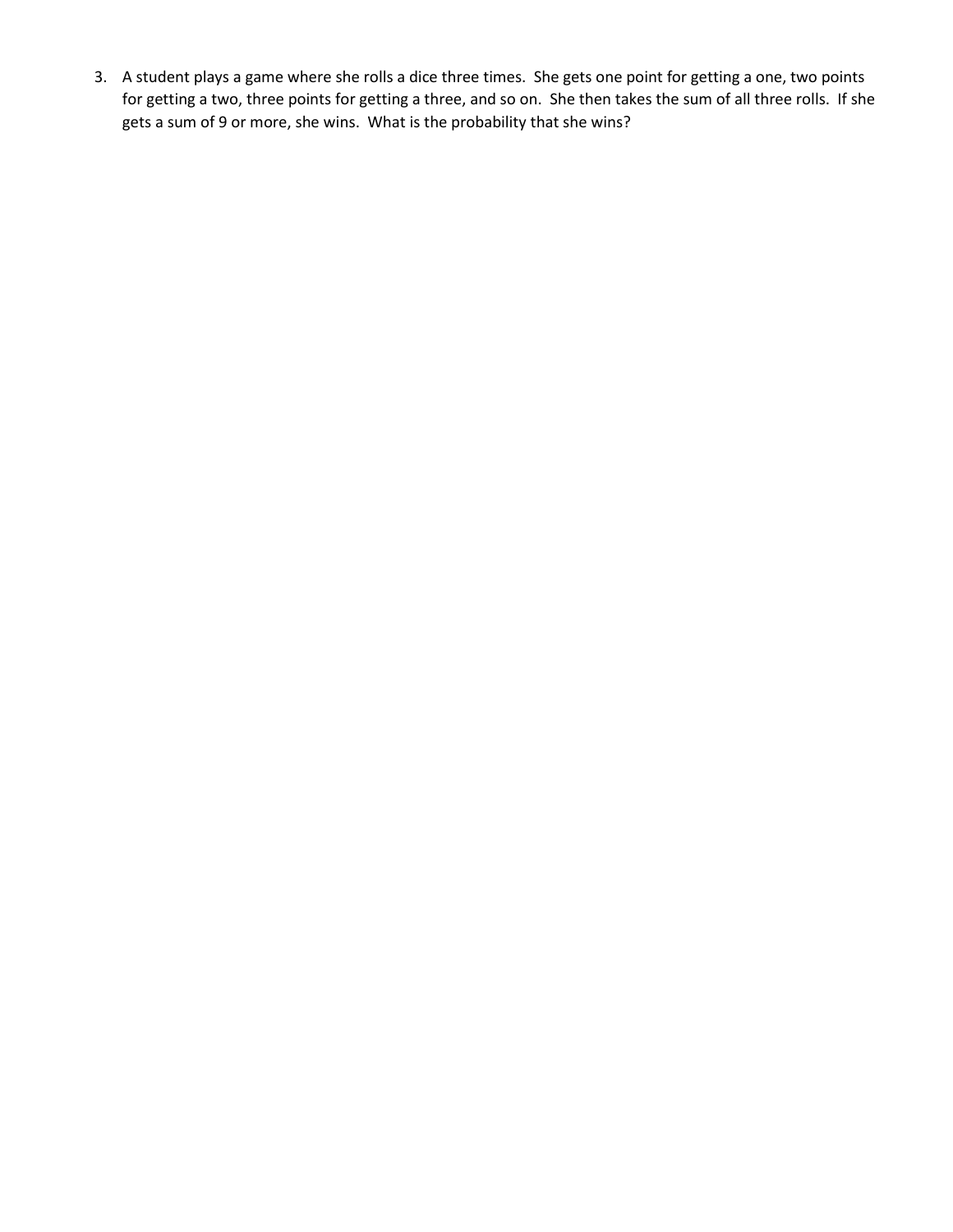3. A student plays a game where she rolls a dice three times. She gets one point for getting a one, two points for getting a two, three points for getting a three, and so on. She then takes the sum of all three rolls. If she gets a sum of 9 or more, she wins. What is the probability that she wins?